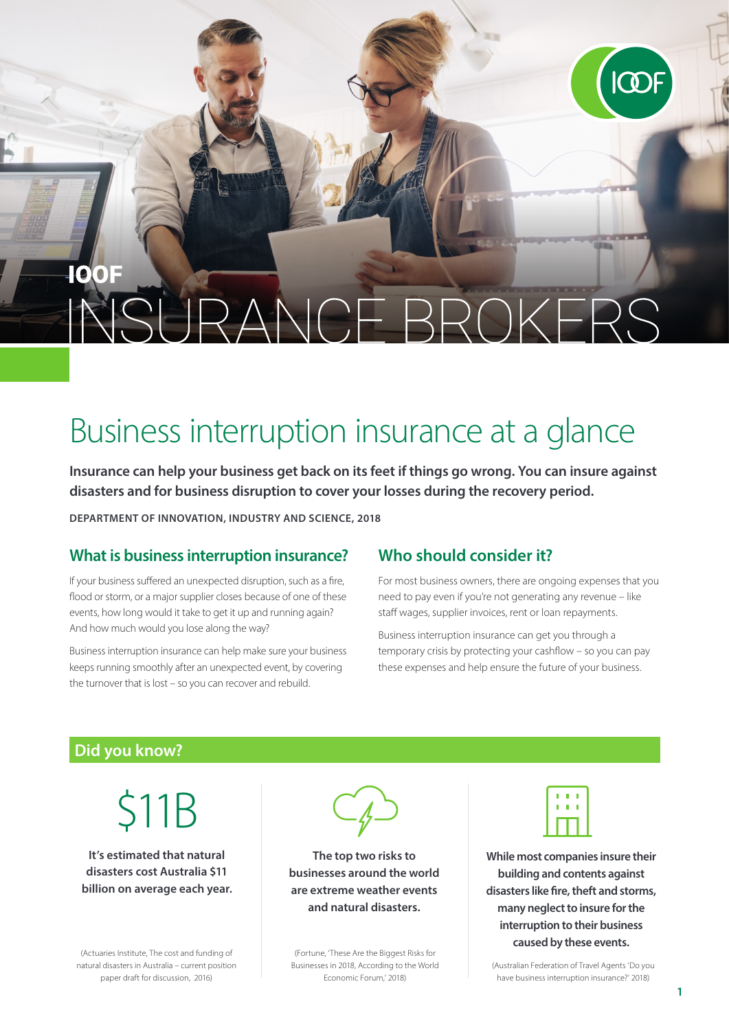IOOF

# INSURANCE BROKERS

# Business interruption insurance at a glance

**Insurance can help your business get back on its feet if things go wrong. You can insure against disasters and for business disruption to cover your losses during the recovery period.**

**DEPARTMENT OF INNOVATION, INDUSTRY AND SCIENCE, 2018**

## What is business interruption insurance?

If your business suffered an unexpected disruption, such as a fire, flood or storm, or a major supplier closes because of one of these events, how long would it take to get it up and running again? And how much would you lose along the way?

Business interruption insurance can help make sure your business keeps running smoothly after an unexpected event, by covering the turnover that is lost – so you can recover and rebuild.

## Who should consider it?

For most business owners, there are ongoing expenses that you need to pay even if you're not generating any revenue – like staff wages, supplier invoices, rent or loan repayments.

Business interruption insurance can get you through a temporary crisis by protecting your cashflow – so you can pay these expenses and help ensure the future of your business.

## Did you know?

$11B

**It's estimated that natural disasters cost Australia $11 billion on average each year.**

(Actuaries Institute, The cost and funding of natural disasters in Australia – current position paper draft for discussion, 2016)

**The top two risks to businesses around the world are extreme weather events and natural disasters.**

(Fortune, 'These Are the Biggest Risks for Businesses in 2018, According to the World Economic Forum,' 2018)

**While most companies insure their building and contents against disasters like fire, theft and storms, many neglect to insure for the interruption to their business caused by these events.**

(Australian Federation of Travel Agents 'Do you have business interruption insurance?' 2018)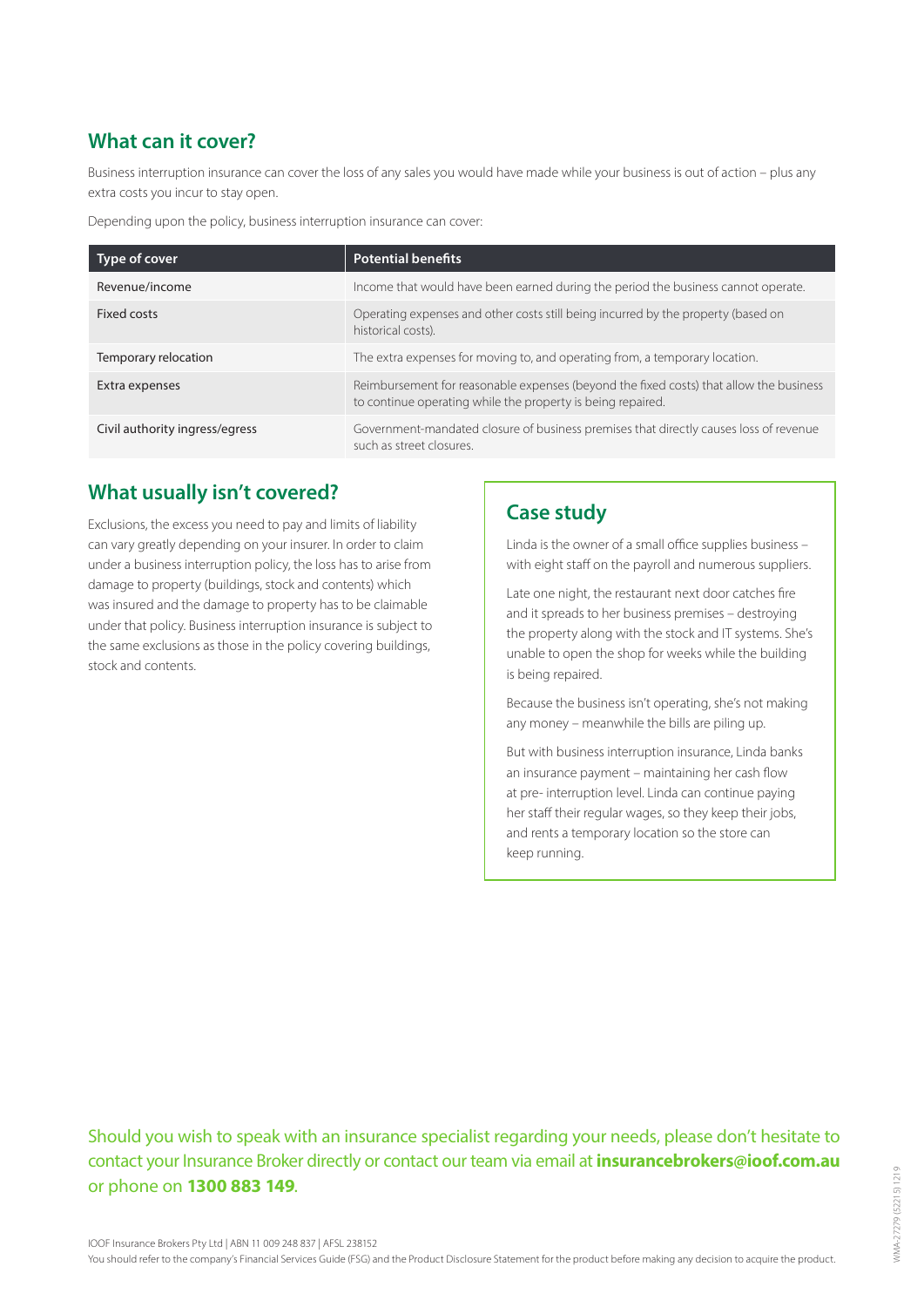## What can it cover?

Business interruption insurance can cover the loss of any sales you would have made while your business is out of action – plus any extra costs you incur to stay open.

Depending upon the policy, business interruption insurance can cover:

| Type of cover | Potential benefits |
|---|---|
| Revenue/income | Income that would have been earned during the period the business cannot operate. |
| Fixed costs | Operating expenses and other costs still being incurred by the property (based on historical costs). |
| Temporary relocation | The extra expenses for moving to, and operating from, a temporary location. |
| Extra expenses | Reimbursement for reasonable expenses (beyond the fixed costs) that allow the business to continue operating while the property is being repaired. |
| Civil authority ingress/egress | Government-mandated closure of business premises that directly causes loss of revenue such as street closures. |

## What usually isn't covered?

Exclusions, the excess you need to pay and limits of liability can vary greatly depending on your insurer. In order to claim under a business interruption policy, the loss has to arise from damage to property (buildings, stock and contents) which was insured and the damage to property has to be claimable under that policy. Business interruption insurance is subject to the same exclusions as those in the policy covering buildings, stock and contents.

## Case study

Linda is the owner of a small office supplies business – with eight staff on the payroll and numerous suppliers.

Late one night, the restaurant next door catches fire and it spreads to her business premises – destroying the property along with the stock and IT systems. She's unable to open the shop for weeks while the building is being repaired.

Because the business isn't operating, she's not making any money – meanwhile the bills are piling up.

But with business interruption insurance, Linda banks an insurance payment – maintaining her cash flow at pre- interruption level. Linda can continue paying her staff their regular wages, so they keep their jobs, and rents a temporary location so the store can keep running.

Should you wish to speak with an insurance specialist regarding your needs, please don't hesitate to contact your Insurance Broker directly or contact our team via email at **insurancebrokers@ioof.com.au** or phone on **1300 883 149**.

IOOF Insurance Brokers Pty Ltd | ABN 11 009 248 837 | AFSL 238152

You should refer to the company's Financial Services Guide (FSG) and the Product Disclosure Statement for the product before making any decision to acquire the product.

WMA-27279 (52215) 1219